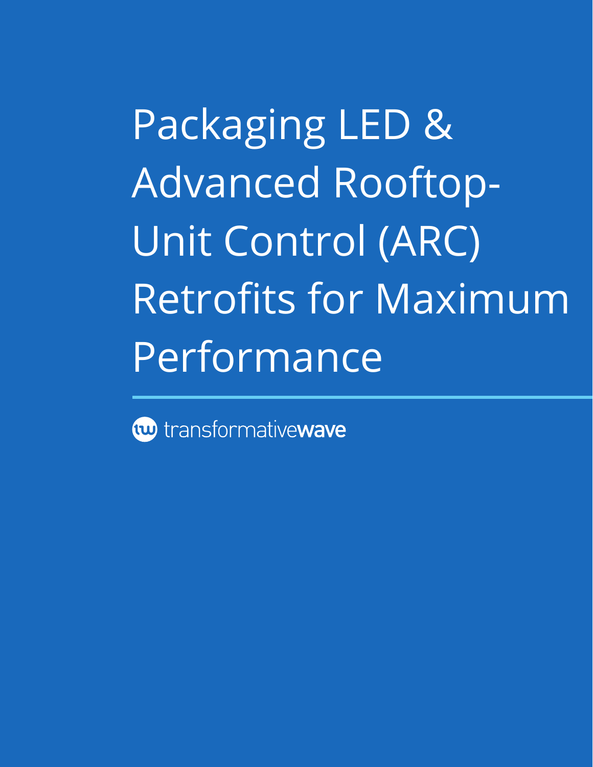# Packaging LED & Advanced Rooftop-Unit Control (ARC) Retrofits for Maximum Performance

transformativewave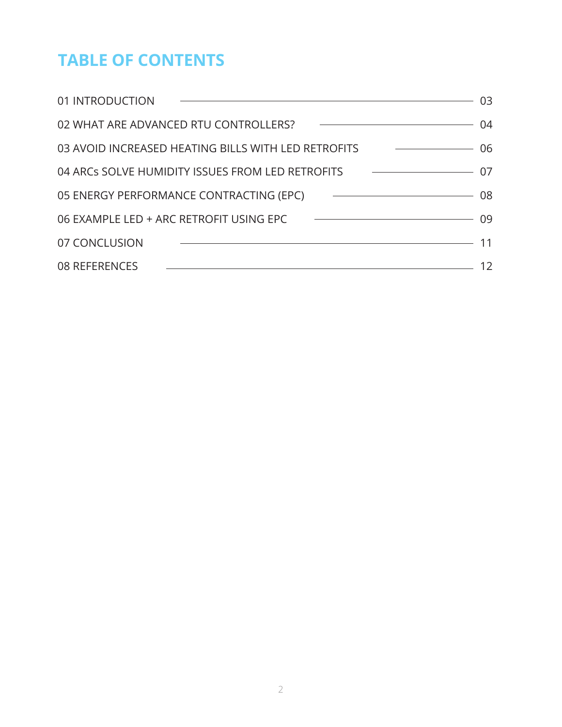# TABLE OF CONTENTS

| | |
|---|---|
| 01 INTRODUCTION | 03 |
| 02 WHAT ARE ADVANCED RTU CONTROLLERS? | 04 |
| 03 AVOID INCREASED HEATING BILLS WITH LED RETROFITS | 06 |
| 04 ARCs SOLVE HUMIDITY ISSUES FROM LED RETROFITS | 07 |
| 05 ENERGY PERFORMANCE CONTRACTING (EPC) | 08 |
| 06 EXAMPLE LED + ARC RETROFIT USING EPC | 09 |
| 07 CONCLUSION | 11 |
| 08 REFERENCES | 12 |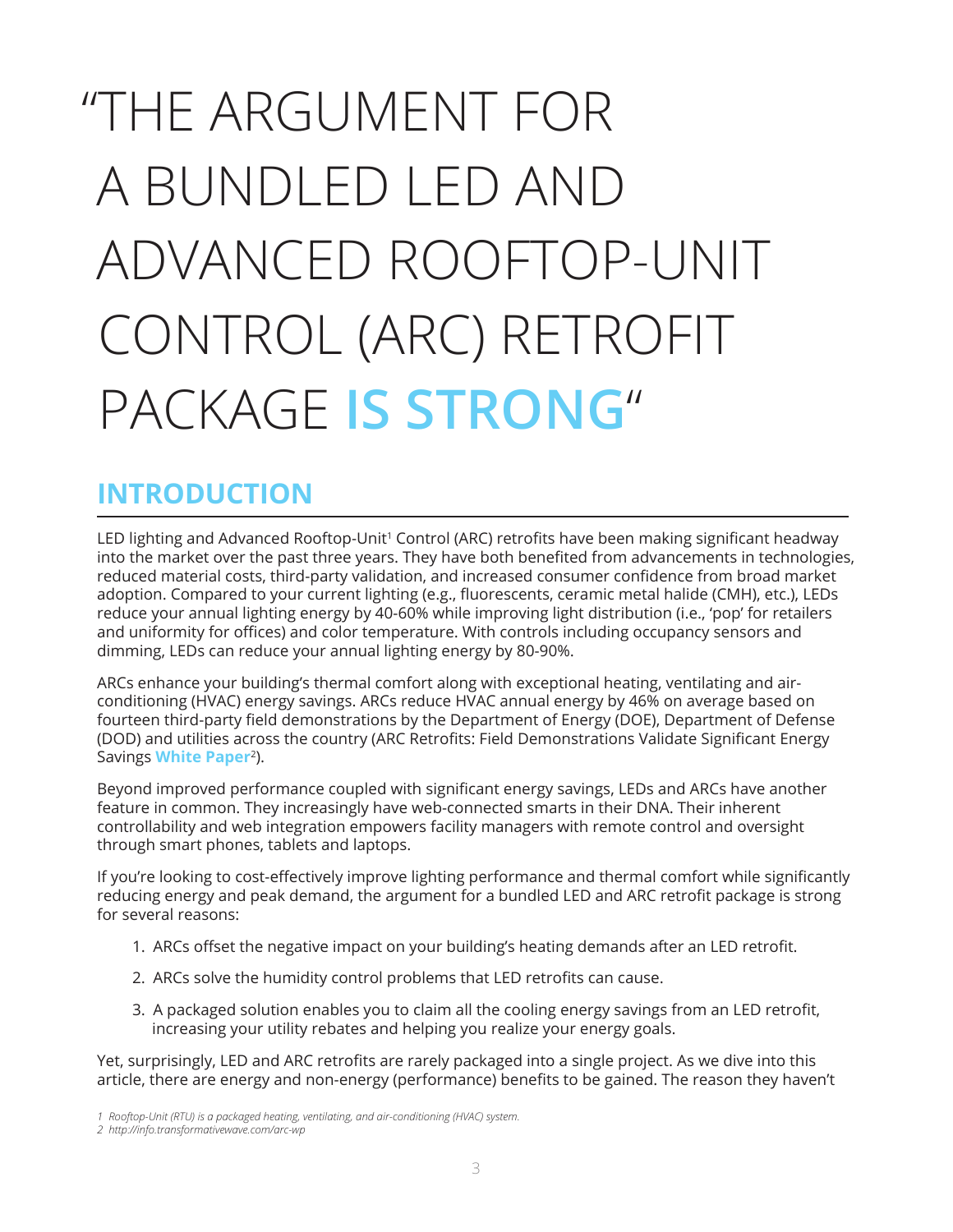# "THE ARGUMENT FOR A BUNDLED LED AND ADVANCED ROOFTOP-UNIT CONTROL (ARC) RETROFIT PACKAGE **IS STRONG**"

## INTRODUCTION

LED lighting and Advanced Rooftop-Unit[1] Control (ARC) retrofits have been making significant headway into the market over the past three years. They have both benefited from advancements in technologies, reduced material costs, third-party validation, and increased consumer confidence from broad market adoption. Compared to your current lighting (e.g., fluorescents, ceramic metal halide (CMH), etc.), LEDs reduce your annual lighting energy by 40-60% while improving light distribution (i.e., 'pop' for retailers and uniformity for offices) and color temperature. With controls including occupancy sensors and dimming, LEDs can reduce your annual lighting energy by 80-90%.

ARCs enhance your building's thermal comfort along with exceptional heating, ventilating and air-conditioning (HVAC) energy savings. ARCs reduce HVAC annual energy by 46% on average based on fourteen third-party field demonstrations by the Department of Energy (DOE), Department of Defense (DOD) and utilities across the country (ARC Retrofits: Field Demonstrations Validate Significant Energy Savings **White Paper**[2]).

Beyond improved performance coupled with significant energy savings, LEDs and ARCs have another feature in common. They increasingly have web-connected smarts in their DNA. Their inherent controllability and web integration empowers facility managers with remote control and oversight through smart phones, tablets and laptops.

If you're looking to cost-effectively improve lighting performance and thermal comfort while significantly reducing energy and peak demand, the argument for a bundled LED and ARC retrofit package is strong for several reasons:

1. ARCs offset the negative impact on your building's heating demands after an LED retrofit.
2. ARCs solve the humidity control problems that LED retrofits can cause.
3. A packaged solution enables you to claim all the cooling energy savings from an LED retrofit, increasing your utility rebates and helping you realize your energy goals.

Yet, surprisingly, LED and ARC retrofits are rarely packaged into a single project. As we dive into this article, there are energy and non-energy (performance) benefits to be gained. The reason they haven't

*1 Rooftop-Unit (RTU) is a packaged heating, ventilating, and air-conditioning (HVAC) system.*

*2 http://info.transformativewave.com/arc-wp*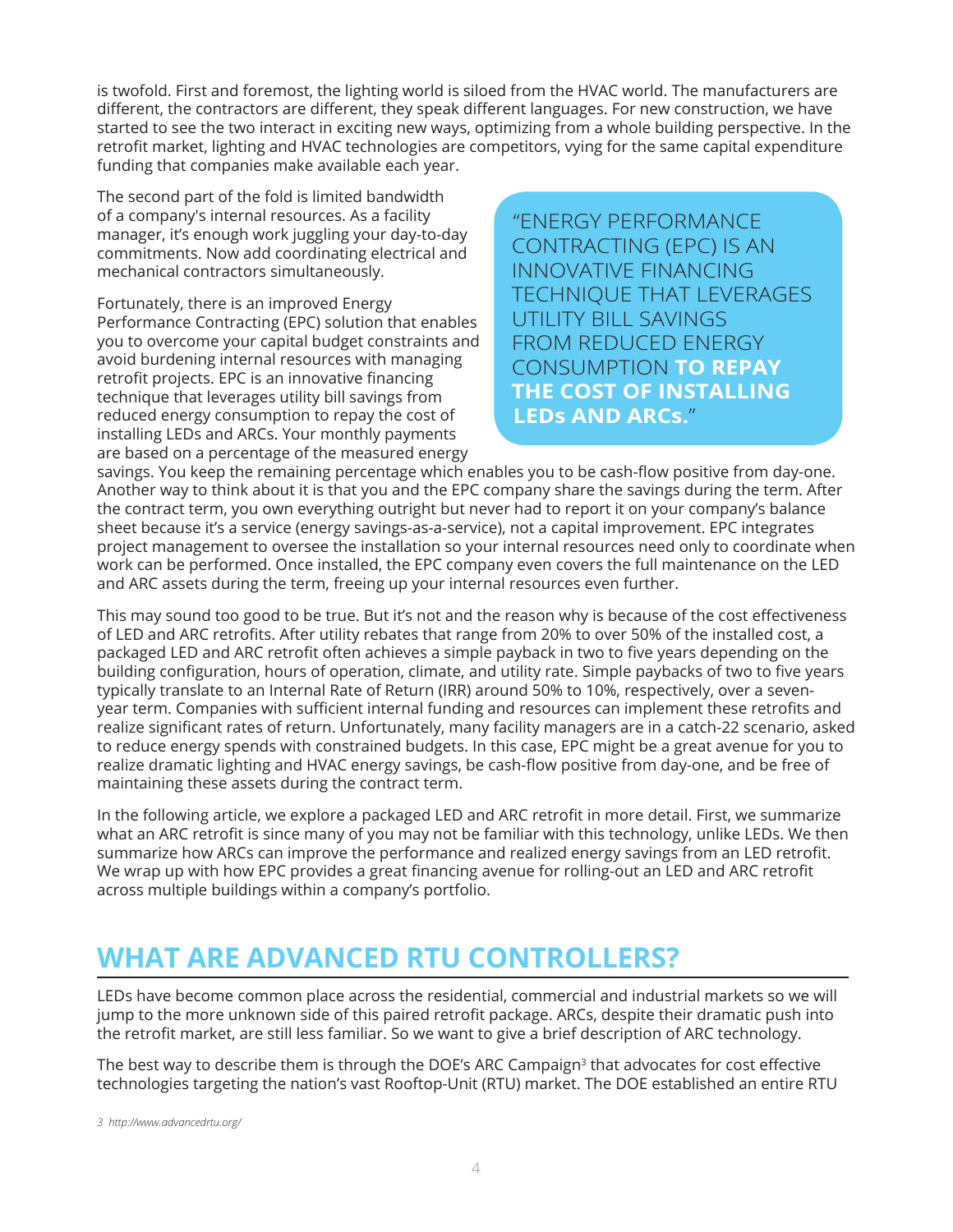is twofold. First and foremost, the lighting world is siloed from the HVAC world. The manufacturers are different, the contractors are different, they speak different languages. For new construction, we have started to see the two interact in exciting new ways, optimizing from a whole building perspective. In the retrofit market, lighting and HVAC technologies are competitors, vying for the same capital expenditure funding that companies make available each year.

The second part of the fold is limited bandwidth of a company's internal resources. As a facility manager, it's enough work juggling your day-to-day commitments. Now add coordinating electrical and mechanical contractors simultaneously.

> "ENERGY PERFORMANCE CONTRACTING (EPC) IS AN INNOVATIVE FINANCING TECHNIQUE THAT LEVERAGES UTILITY BILL SAVINGS FROM REDUCED ENERGY CONSUMPTION **TO REPAY THE COST OF INSTALLING LEDs AND ARCs.**"

Fortunately, there is an improved Energy Performance Contracting (EPC) solution that enables you to overcome your capital budget constraints and avoid burdening internal resources with managing retrofit projects. EPC is an innovative financing technique that leverages utility bill savings from reduced energy consumption to repay the cost of installing LEDs and ARCs. Your monthly payments are based on a percentage of the measured energy savings. You keep the remaining percentage which enables you to be cash-flow positive from day-one. Another way to think about it is that you and the EPC company share the savings during the term. After the contract term, you own everything outright but never had to report it on your company's balance sheet because it's a service (energy savings-as-a-service), not a capital improvement. EPC integrates project management to oversee the installation so your internal resources need only to coordinate when work can be performed. Once installed, the EPC company even covers the full maintenance on the LED and ARC assets during the term, freeing up your internal resources even further.

This may sound too good to be true. But it's not and the reason why is because of the cost effectiveness of LED and ARC retrofits. After utility rebates that range from 20% to over 50% of the installed cost, a packaged LED and ARC retrofit often achieves a simple payback in two to five years depending on the building configuration, hours of operation, climate, and utility rate. Simple paybacks of two to five years typically translate to an Internal Rate of Return (IRR) around 50% to 10%, respectively, over a seven-year term. Companies with sufficient internal funding and resources can implement these retrofits and realize significant rates of return. Unfortunately, many facility managers are in a catch-22 scenario, asked to reduce energy spends with constrained budgets. In this case, EPC might be a great avenue for you to realize dramatic lighting and HVAC energy savings, be cash-flow positive from day-one, and be free of maintaining these assets during the contract term.

In the following article, we explore a packaged LED and ARC retrofit in more detail. First, we summarize what an ARC retrofit is since many of you may not be familiar with this technology, unlike LEDs. We then summarize how ARCs can improve the performance and realized energy savings from an LED retrofit. We wrap up with how EPC provides a great financing avenue for rolling-out an LED and ARC retrofit across multiple buildings within a company's portfolio.

## WHAT ARE ADVANCED RTU CONTROLLERS?

LEDs have become common place across the residential, commercial and industrial markets so we will jump to the more unknown side of this paired retrofit package. ARCs, despite their dramatic push into the retrofit market, are still less familiar. So we want to give a brief description of ARC technology.

The best way to describe them is through the DOE's ARC Campaign[3] that advocates for cost effective technologies targeting the nation's vast Rooftop-Unit (RTU) market. The DOE established an entire RTU

3 http://www.advancedrtu.org/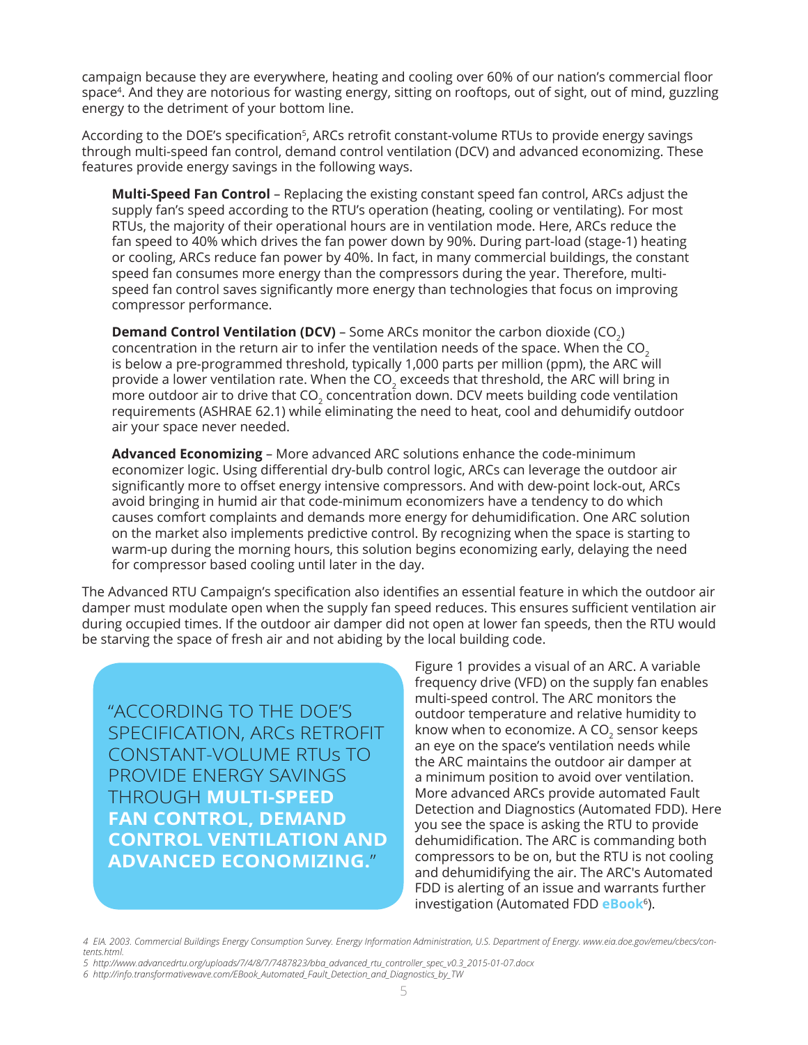campaign because they are everywhere, heating and cooling over 60% of our nation's commercial floor space[4]. And they are notorious for wasting energy, sitting on rooftops, out of sight, out of mind, guzzling energy to the detriment of your bottom line.

According to the DOE's specification[5], ARCs retrofit constant-volume RTUs to provide energy savings through multi-speed fan control, demand control ventilation (DCV) and advanced economizing. These features provide energy savings in the following ways.

**Multi-Speed Fan Control** – Replacing the existing constant speed fan control, ARCs adjust the supply fan's speed according to the RTU's operation (heating, cooling or ventilating). For most RTUs, the majority of their operational hours are in ventilation mode. Here, ARCs reduce the fan speed to 40% which drives the fan power down by 90%. During part-load (stage-1) heating or cooling, ARCs reduce fan power by 40%. In fact, in many commercial buildings, the constant speed fan consumes more energy than the compressors during the year. Therefore, multi-speed fan control saves significantly more energy than technologies that focus on improving compressor performance.

**Demand Control Ventilation (DCV)** – Some ARCs monitor the carbon dioxide ($CO_2$) concentration in the return air to infer the ventilation needs of the space. When the $CO_2$ is below a pre-programmed threshold, typically 1,000 parts per million (ppm), the ARC will provide a lower ventilation rate. When the $CO_2$ exceeds that threshold, the ARC will bring in more outdoor air to drive that $CO_2$ concentration down. DCV meets building code ventilation requirements (ASHRAE 62.1) while eliminating the need to heat, cool and dehumidify outdoor air your space never needed.

**Advanced Economizing** – More advanced ARC solutions enhance the code-minimum economizer logic. Using differential dry-bulb control logic, ARCs can leverage the outdoor air significantly more to offset energy intensive compressors. And with dew-point lock-out, ARCs avoid bringing in humid air that code-minimum economizers have a tendency to do which causes comfort complaints and demands more energy for dehumidification. One ARC solution on the market also implements predictive control. By recognizing when the space is starting to warm-up during the morning hours, this solution begins economizing early, delaying the need for compressor based cooling until later in the day.

The Advanced RTU Campaign's specification also identifies an essential feature in which the outdoor air damper must modulate open when the supply fan speed reduces. This ensures sufficient ventilation air during occupied times. If the outdoor air damper did not open at lower fan speeds, then the RTU would be starving the space of fresh air and not abiding by the local building code.

> "ACCORDING TO THE DOE'S SPECIFICATION, ARCs RETROFIT CONSTANT-VOLUME RTUs TO PROVIDE ENERGY SAVINGS THROUGH **MULTI-SPEED FAN CONTROL, DEMAND CONTROL VENTILATION AND ADVANCED ECONOMIZING.**"

Figure 1 provides a visual of an ARC. A variable frequency drive (VFD) on the supply fan enables multi-speed control. The ARC monitors the outdoor temperature and relative humidity to know when to economize. A $CO_2$ sensor keeps an eye on the space's ventilation needs while the ARC maintains the outdoor air damper at a minimum position to avoid over ventilation. More advanced ARCs provide automated Fault Detection and Diagnostics (Automated FDD). Here you see the space is asking the RTU to provide dehumidification. The ARC is commanding both compressors to be on, but the RTU is not cooling and dehumidifying the air. The ARC's Automated FDD is alerting of an issue and warrants further investigation (Automated FDD **eBook**[6]).

*4 EIA. 2003. Commercial Buildings Energy Consumption Survey. Energy Information Administration, U.S. Department of Energy. www.eia.doe.gov/emeu/cbecs/contents.html.*

*5 http://www.advancedrtu.org/uploads/7/4/8/7/7487823/bba_advanced_rtu_controller_spec_v0.3_2015-01-07.docx*

*6 http://info.transformativewave.com/EBook_Automated_Fault_Detection_and_Diagnostics_by_TW*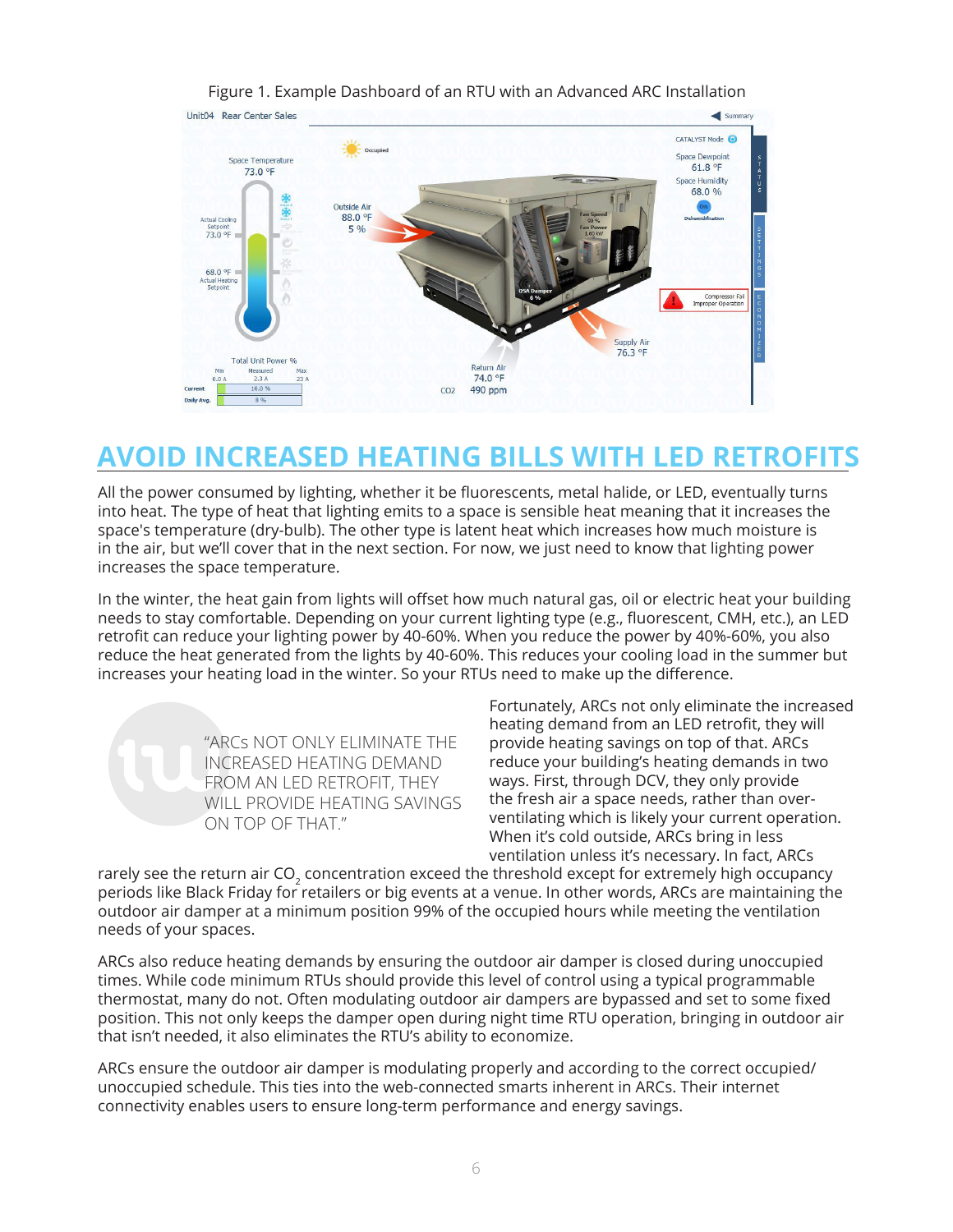Figure 1. Example Dashboard of an RTU with an Advanced ARC Installation

## AVOID INCREASED HEATING BILLS WITH LED RETROFITS

All the power consumed by lighting, whether it be fluorescents, metal halide, or LED, eventually turns into heat. The type of heat that lighting emits to a space is sensible heat meaning that it increases the space's temperature (dry-bulb). The other type is latent heat which increases how much moisture is in the air, but we'll cover that in the next section. For now, we just need to know that lighting power increases the space temperature.

In the winter, the heat gain from lights will offset how much natural gas, oil or electric heat your building needs to stay comfortable. Depending on your current lighting type (e.g., fluorescent, CMH, etc.), an LED retrofit can reduce your lighting power by 40-60%. When you reduce the power by 40%-60%, you also reduce the heat generated from the lights by 40-60%. This reduces your cooling load in the summer but increases your heating load in the winter. So your RTUs need to make up the difference.

> "ARCs NOT ONLY ELIMINATE THE INCREASED HEATING DEMAND FROM AN LED RETROFIT, THEY WILL PROVIDE HEATING SAVINGS ON TOP OF THAT."

Fortunately, ARCs not only eliminate the increased heating demand from an LED retrofit, they will provide heating savings on top of that. ARCs reduce your building's heating demands in two ways. First, through DCV, they only provide the fresh air a space needs, rather than over-ventilating which is likely your current operation. When it's cold outside, ARCs bring in less ventilation unless it's necessary. In fact, ARCs rarely see the return air $CO_2$ concentration exceed the threshold except for extremely high occupancy periods like Black Friday for retailers or big events at a venue. In other words, ARCs are maintaining the outdoor air damper at a minimum position 99% of the occupied hours while meeting the ventilation needs of your spaces.

ARCs also reduce heating demands by ensuring the outdoor air damper is closed during unoccupied times. While code minimum RTUs should provide this level of control using a typical programmable thermostat, many do not. Often modulating outdoor air dampers are bypassed and set to some fixed position. This not only keeps the damper open during night time RTU operation, bringing in outdoor air that isn't needed, it also eliminates the RTU's ability to economize.

ARCs ensure the outdoor air damper is modulating properly and according to the correct occupied/unoccupied schedule. This ties into the web-connected smarts inherent in ARCs. Their internet connectivity enables users to ensure long-term performance and energy savings.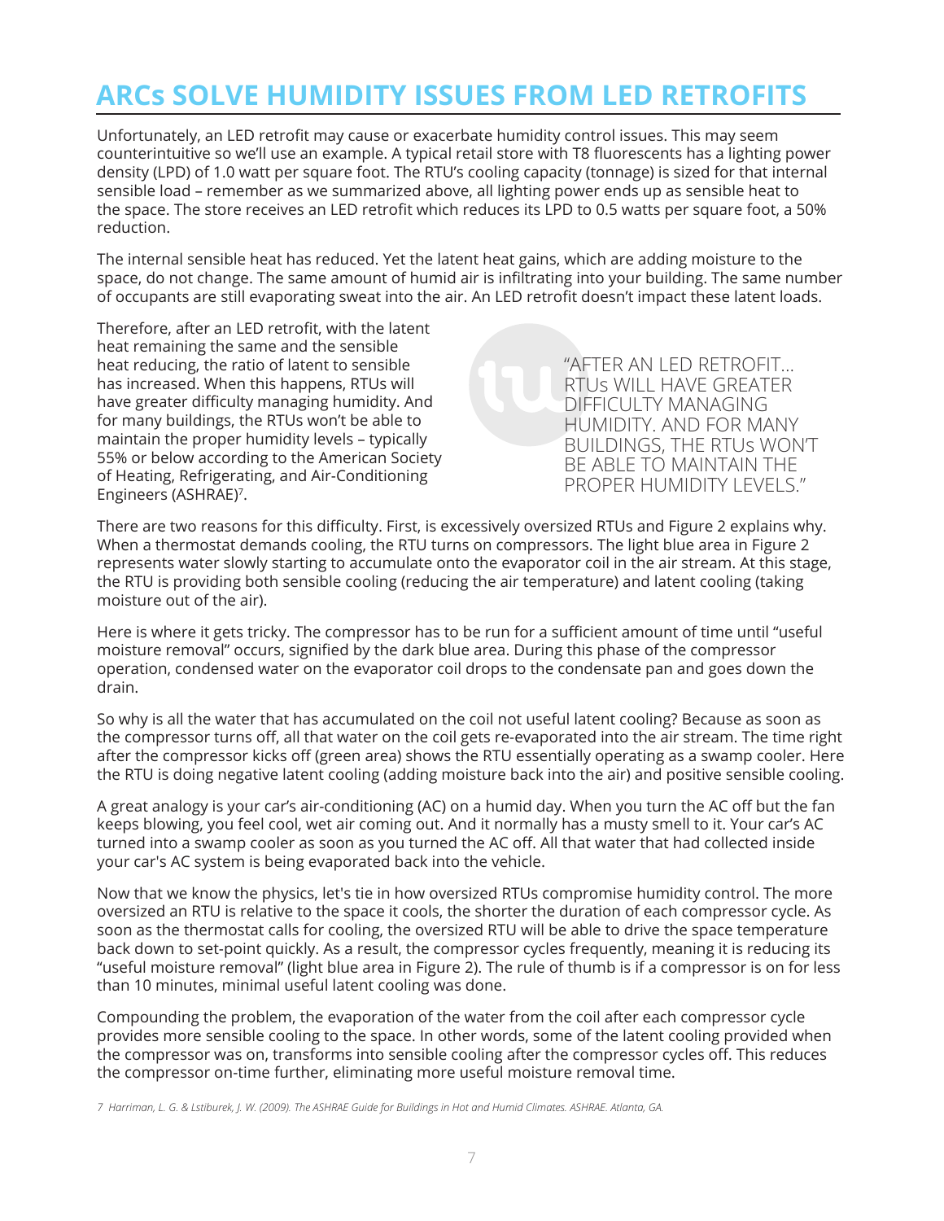# ARCs SOLVE HUMIDITY ISSUES FROM LED RETROFITS

Unfortunately, an LED retrofit may cause or exacerbate humidity control issues. This may seem counterintuitive so we'll use an example. A typical retail store with T8 fluorescents has a lighting power density (LPD) of 1.0 watt per square foot. The RTU's cooling capacity (tonnage) is sized for that internal sensible load – remember as we summarized above, all lighting power ends up as sensible heat to the space. The store receives an LED retrofit which reduces its LPD to 0.5 watts per square foot, a 50% reduction.

The internal sensible heat has reduced. Yet the latent heat gains, which are adding moisture to the space, do not change. The same amount of humid air is infiltrating into your building. The same number of occupants are still evaporating sweat into the air. An LED retrofit doesn't impact these latent loads.

Therefore, after an LED retrofit, with the latent heat remaining the same and the sensible heat reducing, the ratio of latent to sensible has increased. When this happens, RTUs will have greater difficulty managing humidity. And for many buildings, the RTUs won't be able to maintain the proper humidity levels – typically 55% or below according to the American Society of Heating, Refrigerating, and Air-Conditioning Engineers (ASHRAE)[7].

> "AFTER AN LED RETROFIT... RTUs WILL HAVE GREATER DIFFICULTY MANAGING HUMIDITY. AND FOR MANY BUILDINGS, THE RTUs WON'T BE ABLE TO MAINTAIN THE PROPER HUMIDITY LEVELS."

There are two reasons for this difficulty. First, is excessively oversized RTUs and Figure 2 explains why. When a thermostat demands cooling, the RTU turns on compressors. The light blue area in Figure 2 represents water slowly starting to accumulate onto the evaporator coil in the air stream. At this stage, the RTU is providing both sensible cooling (reducing the air temperature) and latent cooling (taking moisture out of the air).

Here is where it gets tricky. The compressor has to be run for a sufficient amount of time until "useful moisture removal" occurs, signified by the dark blue area. During this phase of the compressor operation, condensed water on the evaporator coil drops to the condensate pan and goes down the drain.

So why is all the water that has accumulated on the coil not useful latent cooling? Because as soon as the compressor turns off, all that water on the coil gets re-evaporated into the air stream. The time right after the compressor kicks off (green area) shows the RTU essentially operating as a swamp cooler. Here the RTU is doing negative latent cooling (adding moisture back into the air) and positive sensible cooling.

A great analogy is your car's air-conditioning (AC) on a humid day. When you turn the AC off but the fan keeps blowing, you feel cool, wet air coming out. And it normally has a musty smell to it. Your car's AC turned into a swamp cooler as soon as you turned the AC off. All that water that had collected inside your car's AC system is being evaporated back into the vehicle.

Now that we know the physics, let's tie in how oversized RTUs compromise humidity control. The more oversized an RTU is relative to the space it cools, the shorter the duration of each compressor cycle. As soon as the thermostat calls for cooling, the oversized RTU will be able to drive the space temperature back down to set-point quickly. As a result, the compressor cycles frequently, meaning it is reducing its "useful moisture removal" (light blue area in Figure 2). The rule of thumb is if a compressor is on for less than 10 minutes, minimal useful latent cooling was done.

Compounding the problem, the evaporation of the water from the coil after each compressor cycle provides more sensible cooling to the space. In other words, some of the latent cooling provided when the compressor was on, transforms into sensible cooling after the compressor cycles off. This reduces the compressor on-time further, eliminating more useful moisture removal time.

*7 Harriman, L. G. & Lstiburek, J. W. (2009). The ASHRAE Guide for Buildings in Hot and Humid Climates. ASHRAE. Atlanta, GA.*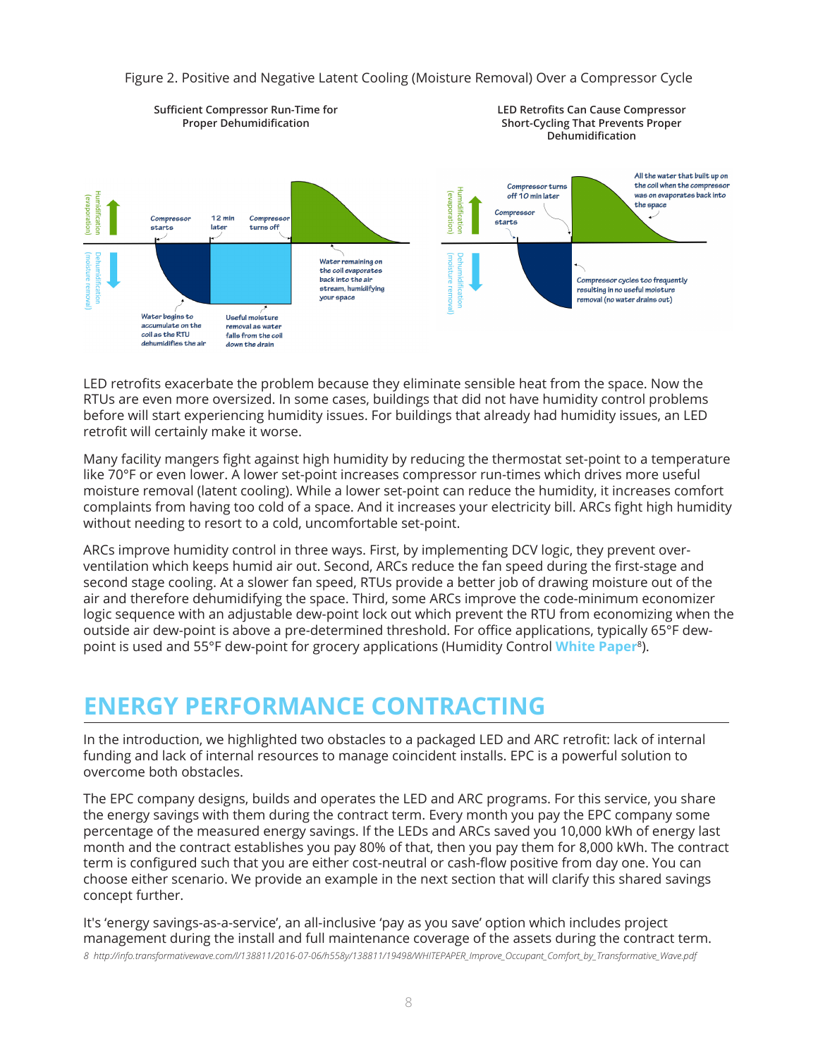Figure 2. Positive and Negative Latent Cooling (Moisture Removal) Over a Compressor Cycle

**Sufficient Compressor Run-Time for Proper Dehumidification**

Humidification (evaporation)

Dehumidification (moisture removal)

Compressor starts

12 min later

Compressor turns off

Water remaining on the coil evaporates back into the air stream, humidifying your space

Water begins to accumulate on the coil as the RTU dehumidifies the air

Useful moisture removal as water falls from the coil down the drain

**LED Retrofits Can Cause Compressor Short-Cycling That Prevents Proper Dehumidification**

Humidification (evaporation)

Dehumidification (moisture removal)

Compressor turns off 10 min later

Compressor starts

All the water that built up on the coil when the compressor was on evaporates back into the space

Compressor cycles too frequently resulting in no useful moisture removal (no water drains out)

LED retrofits exacerbate the problem because they eliminate sensible heat from the space. Now the RTUs are even more oversized. In some cases, buildings that did not have humidity control problems before will start experiencing humidity issues. For buildings that already had humidity issues, an LED retrofit will certainly make it worse.

Many facility mangers fight against high humidity by reducing the thermostat set-point to a temperature like 70°F or even lower. A lower set-point increases compressor run-times which drives more useful moisture removal (latent cooling). While a lower set-point can reduce the humidity, it increases comfort complaints from having too cold of a space. And it increases your electricity bill. ARCs fight high humidity without needing to resort to a cold, uncomfortable set-point.

ARCs improve humidity control in three ways. First, by implementing DCV logic, they prevent over-ventilation which keeps humid air out. Second, ARCs reduce the fan speed during the first-stage and second stage cooling. At a slower fan speed, RTUs provide a better job of drawing moisture out of the air and therefore dehumidifying the space. Third, some ARCs improve the code-minimum economizer logic sequence with an adjustable dew-point lock out which prevent the RTU from economizing when the outside air dew-point is above a pre-determined threshold. For office applications, typically 65°F dew-point is used and 55°F dew-point for grocery applications (Humidity Control **White Paper**[8]).

# ENERGY PERFORMANCE CONTRACTING

In the introduction, we highlighted two obstacles to a packaged LED and ARC retrofit: lack of internal funding and lack of internal resources to manage coincident installs. EPC is a powerful solution to overcome both obstacles.

The EPC company designs, builds and operates the LED and ARC programs. For this service, you share the energy savings with them during the contract term. Every month you pay the EPC company some percentage of the measured energy savings. If the LEDs and ARCs saved you 10,000 kWh of energy last month and the contract establishes you pay 80% of that, then you pay them for 8,000 kWh. The contract term is configured such that you are either cost-neutral or cash-flow positive from day one. You can choose either scenario. We provide an example in the next section that will clarify this shared savings concept further.

It's 'energy savings-as-a-service', an all-inclusive 'pay as you save' option which includes project management during the install and full maintenance coverage of the assets during the contract term.

*8 http://info.transformativewave.com/l/138811/2016-07-06/h558y/138811/19498/WHITEPAPER_Improve_Occupant_Comfort_by_Transformative_Wave.pdf*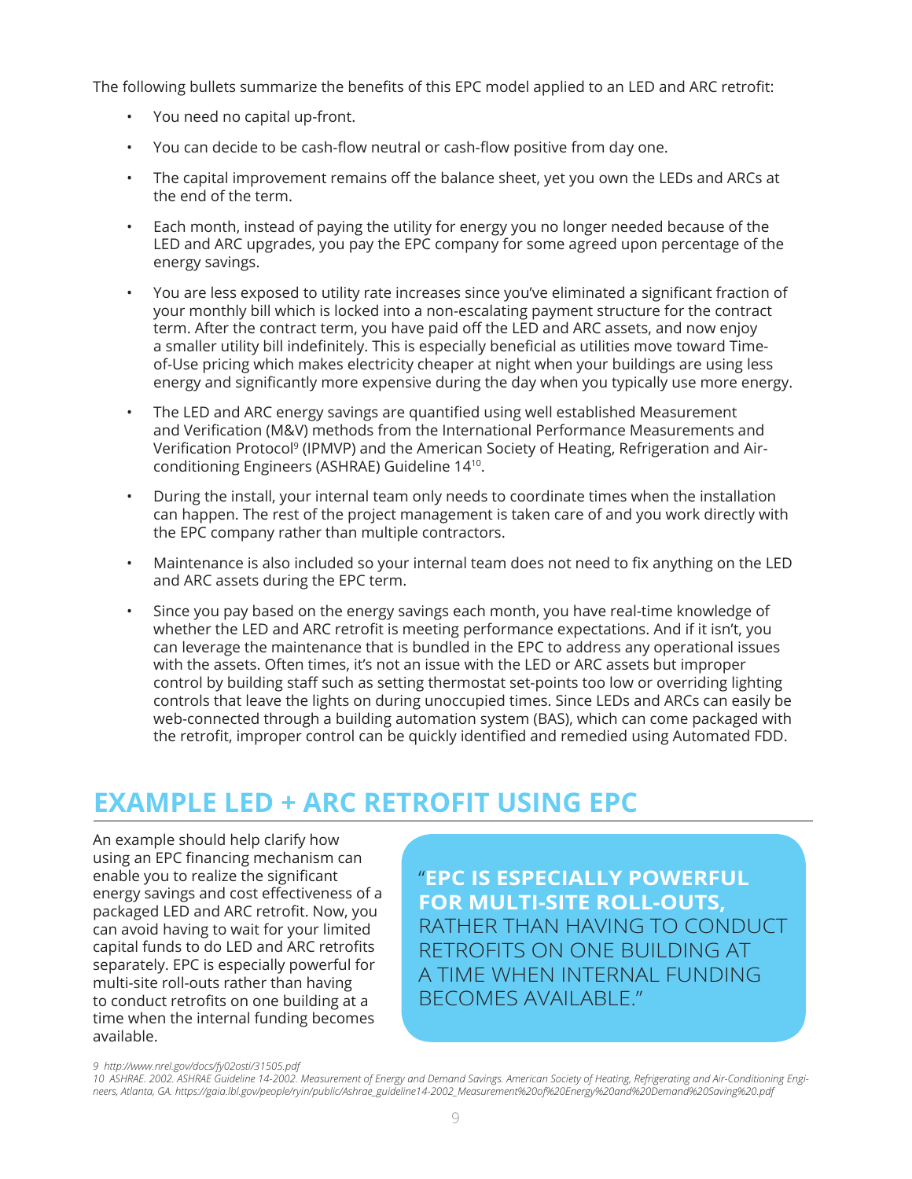The following bullets summarize the benefits of this EPC model applied to an LED and ARC retrofit:

- You need no capital up-front.
- You can decide to be cash-flow neutral or cash-flow positive from day one.
- The capital improvement remains off the balance sheet, yet you own the LEDs and ARCs at the end of the term.
- Each month, instead of paying the utility for energy you no longer needed because of the LED and ARC upgrades, you pay the EPC company for some agreed upon percentage of the energy savings.
- You are less exposed to utility rate increases since you've eliminated a significant fraction of your monthly bill which is locked into a non-escalating payment structure for the contract term. After the contract term, you have paid off the LED and ARC assets, and now enjoy a smaller utility bill indefinitely. This is especially beneficial as utilities move toward Time-of-Use pricing which makes electricity cheaper at night when your buildings are using less energy and significantly more expensive during the day when you typically use more energy.
- The LED and ARC energy savings are quantified using well established Measurement and Verification (M&V) methods from the International Performance Measurements and Verification Protocol[9] (IPMVP) and the American Society of Heating, Refrigeration and Air-conditioning Engineers (ASHRAE) Guideline 14[10].
- During the install, your internal team only needs to coordinate times when the installation can happen. The rest of the project management is taken care of and you work directly with the EPC company rather than multiple contractors.
- Maintenance is also included so your internal team does not need to fix anything on the LED and ARC assets during the EPC term.
- Since you pay based on the energy savings each month, you have real-time knowledge of whether the LED and ARC retrofit is meeting performance expectations. And if it isn't, you can leverage the maintenance that is bundled in the EPC to address any operational issues with the assets. Often times, it's not an issue with the LED or ARC assets but improper control by building staff such as setting thermostat set-points too low or overriding lighting controls that leave the lights on during unoccupied times. Since LEDs and ARCs can easily be web-connected through a building automation system (BAS), which can come packaged with the retrofit, improper control can be quickly identified and remedied using Automated FDD.

## EXAMPLE LED + ARC RETROFIT USING EPC

An example should help clarify how using an EPC financing mechanism can enable you to realize the significant energy savings and cost effectiveness of a packaged LED and ARC retrofit. Now, you can avoid having to wait for your limited capital funds to do LED and ARC retrofits separately. EPC is especially powerful for multi-site roll-outs rather than having to conduct retrofits on one building at a time when the internal funding becomes available.

> "**EPC IS ESPECIALLY POWERFUL FOR MULTI-SITE ROLL-OUTS,** RATHER THAN HAVING TO CONDUCT RETROFITS ON ONE BUILDING AT A TIME WHEN INTERNAL FUNDING BECOMES AVAILABLE."

*9 http://www.nrel.gov/docs/fy02osti/31505.pdf*

*10 ASHRAE. 2002. ASHRAE Guideline 14-2002. Measurement of Energy and Demand Savings. American Society of Heating, Refrigerating and Air-Conditioning Engineers, Atlanta, GA. https://gaia.lbl.gov/people/ryin/public/Ashrae_guideline14-2002_Measurement%20of%20Energy%20and%20Demand%20Saving%20.pdf*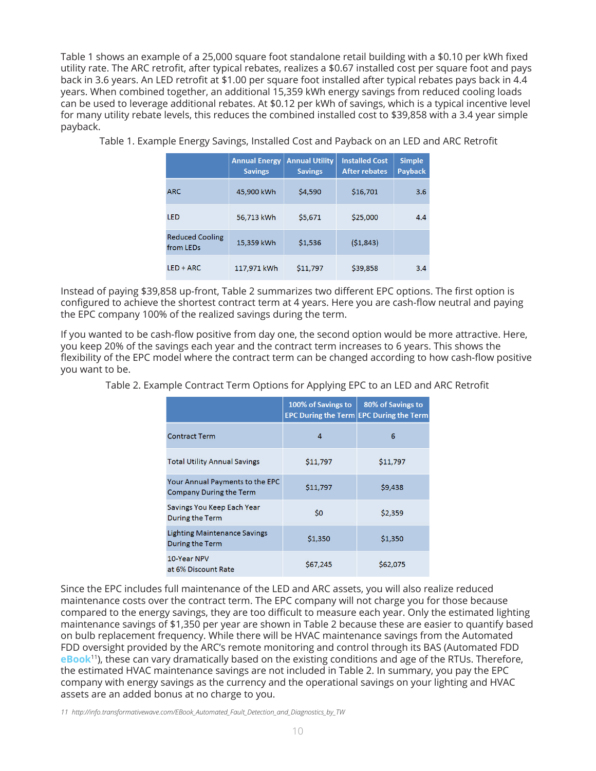Table 1 shows an example of a 25,000 square foot standalone retail building with a $0.10 per kWh fixed utility rate. The ARC retrofit, after typical rebates, realizes a $0.67 installed cost per square foot and pays back in 3.6 years. An LED retrofit at $1.00 per square foot installed after typical rebates pays back in 4.4 years. When combined together, an additional 15,359 kWh energy savings from reduced cooling loads can be used to leverage additional rebates. At $0.12 per kWh of savings, which is a typical incentive level for many utility rebate levels, this reduces the combined installed cost to $39,858 with a 3.4 year simple payback.

Table 1. Example Energy Savings, Installed Cost and Payback on an LED and ARC Retrofit

| | Annual Energy Savings | Annual Utility Savings | Installed Cost After rebates | Simple Payback |
|---|---|---|---|---|
| ARC | 45,900 kWh | $4,590 | $16,701 | 3.6 |
| LED | 56,713 kWh | $5,671 | $25,000 | 4.4 |
| Reduced Cooling from LEDs | 15,359 kWh | $1,536 | ($1,843) | |
| LED + ARC | 117,971 kWh | $11,797 | $39,858 | 3.4 |

Instead of paying $39,858 up-front, Table 2 summarizes two different EPC options. The first option is configured to achieve the shortest contract term at 4 years. Here you are cash-flow neutral and paying the EPC company 100% of the realized savings during the term.

If you wanted to be cash-flow positive from day one, the second option would be more attractive. Here, you keep 20% of the savings each year and the contract term increases to 6 years. This shows the flexibility of the EPC model where the contract term can be changed according to how cash-flow positive you want to be.

Table 2. Example Contract Term Options for Applying EPC to an LED and ARC Retrofit

| | 100% of Savings to EPC During the Term | 80% of Savings to EPC During the Term |
|---|---|---|
| Contract Term | 4 | 6 |
| Total Utility Annual Savings | $11,797 | $11,797 |
| Your Annual Payments to the EPC Company During the Term | $11,797 | $9,438 |
| Savings You Keep Each Year During the Term | $0 | $2,359 |
| Lighting Maintenance Savings During the Term | $1,350 | $1,350 |
| 10-Year NPV at 6% Discount Rate | $67,245 | $62,075 |

Since the EPC includes full maintenance of the LED and ARC assets, you will also realize reduced maintenance costs over the contract term. The EPC company will not charge you for those because compared to the energy savings, they are too difficult to measure each year. Only the estimated lighting maintenance savings of $1,350 per year are shown in Table 2 because these are easier to quantify based on bulb replacement frequency. While there will be HVAC maintenance savings from the Automated FDD oversight provided by the ARC's remote monitoring and control through its BAS (Automated FDD **eBook**[11]), these can vary dramatically based on the existing conditions and age of the RTUs. Therefore, the estimated HVAC maintenance savings are not included in Table 2. In summary, you pay the EPC company with energy savings as the currency and the operational savings on your lighting and HVAC assets are an added bonus at no charge to you.

*11 http://info.transformativewave.com/EBook_Automated_Fault_Detection_and_Diagnostics_by_TW*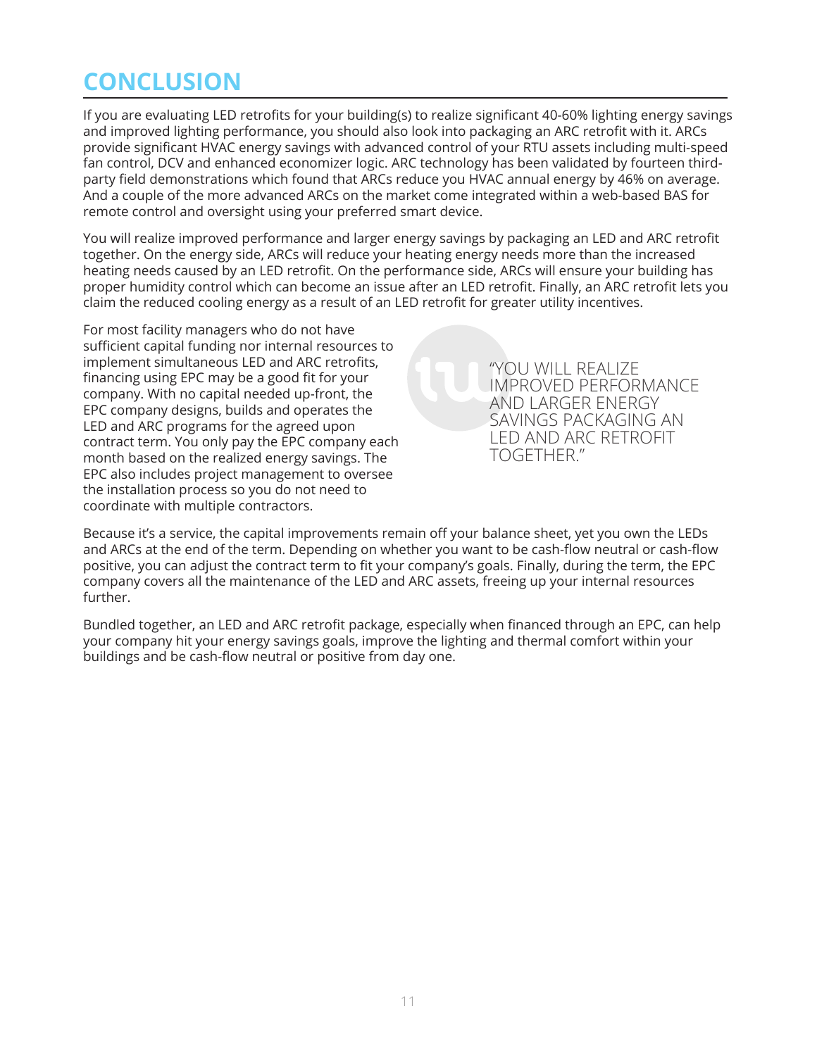## CONCLUSION

If you are evaluating LED retrofits for your building(s) to realize significant 40-60% lighting energy savings and improved lighting performance, you should also look into packaging an ARC retrofit with it. ARCs provide significant HVAC energy savings with advanced control of your RTU assets including multi-speed fan control, DCV and enhanced economizer logic. ARC technology has been validated by fourteen third-party field demonstrations which found that ARCs reduce you HVAC annual energy by 46% on average. And a couple of the more advanced ARCs on the market come integrated within a web-based BAS for remote control and oversight using your preferred smart device.

You will realize improved performance and larger energy savings by packaging an LED and ARC retrofit together. On the energy side, ARCs will reduce your heating energy needs more than the increased heating needs caused by an LED retrofit. On the performance side, ARCs will ensure your building has proper humidity control which can become an issue after an LED retrofit. Finally, an ARC retrofit lets you claim the reduced cooling energy as a result of an LED retrofit for greater utility incentives.

For most facility managers who do not have sufficient capital funding nor internal resources to implement simultaneous LED and ARC retrofits, financing using EPC may be a good fit for your company. With no capital needed up-front, the EPC company designs, builds and operates the LED and ARC programs for the agreed upon contract term. You only pay the EPC company each month based on the realized energy savings. The EPC also includes project management to oversee the installation process so you do not need to coordinate with multiple contractors.

> "YOU WILL REALIZE IMPROVED PERFORMANCE AND LARGER ENERGY SAVINGS PACKAGING AN LED AND ARC RETROFIT TOGETHER."

Because it's a service, the capital improvements remain off your balance sheet, yet you own the LEDs and ARCs at the end of the term. Depending on whether you want to be cash-flow neutral or cash-flow positive, you can adjust the contract term to fit your company's goals. Finally, during the term, the EPC company covers all the maintenance of the LED and ARC assets, freeing up your internal resources further.

Bundled together, an LED and ARC retrofit package, especially when financed through an EPC, can help your company hit your energy savings goals, improve the lighting and thermal comfort within your buildings and be cash-flow neutral or positive from day one.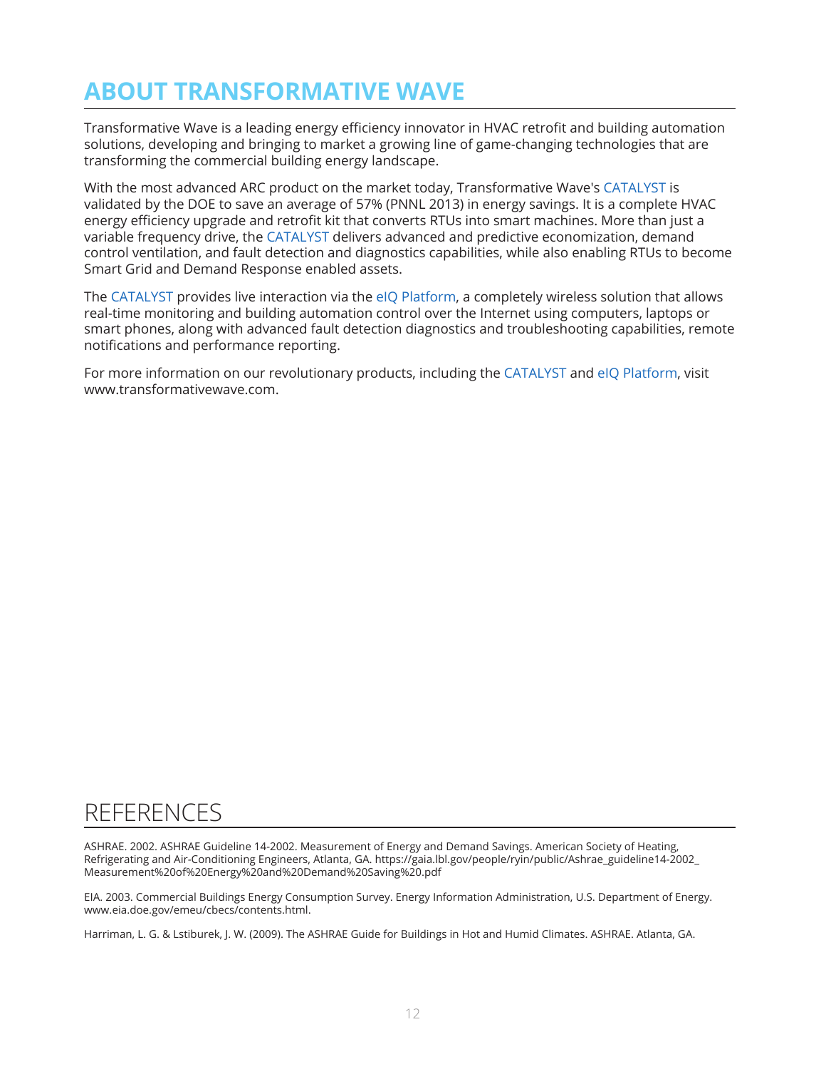# ABOUT TRANSFORMATIVE WAVE

Transformative Wave is a leading energy efficiency innovator in HVAC retrofit and building automation solutions, developing and bringing to market a growing line of game-changing technologies that are transforming the commercial building energy landscape.

With the most advanced ARC product on the market today, Transformative Wave's CATALYST is validated by the DOE to save an average of 57% (PNNL 2013) in energy savings. It is a complete HVAC energy efficiency upgrade and retrofit kit that converts RTUs into smart machines. More than just a variable frequency drive, the CATALYST delivers advanced and predictive economization, demand control ventilation, and fault detection and diagnostics capabilities, while also enabling RTUs to become Smart Grid and Demand Response enabled assets.

The CATALYST provides live interaction via the eIQ Platform, a completely wireless solution that allows real-time monitoring and building automation control over the Internet using computers, laptops or smart phones, along with advanced fault detection diagnostics and troubleshooting capabilities, remote notifications and performance reporting.

For more information on our revolutionary products, including the CATALYST and eIQ Platform, visit www.transformativewave.com.

# REFERENCES

ASHRAE. 2002. ASHRAE Guideline 14-2002. Measurement of Energy and Demand Savings. American Society of Heating, Refrigerating and Air-Conditioning Engineers, Atlanta, GA. https://gaia.lbl.gov/people/ryin/public/Ashrae_guideline14-2002_Measurement%20of%20Energy%20and%20Demand%20Saving%20.pdf

EIA. 2003. Commercial Buildings Energy Consumption Survey. Energy Information Administration, U.S. Department of Energy. www.eia.doe.gov/emeu/cbecs/contents.html.

Harriman, L. G. & Lstiburek, J. W. (2009). The ASHRAE Guide for Buildings in Hot and Humid Climates. ASHRAE. Atlanta, GA.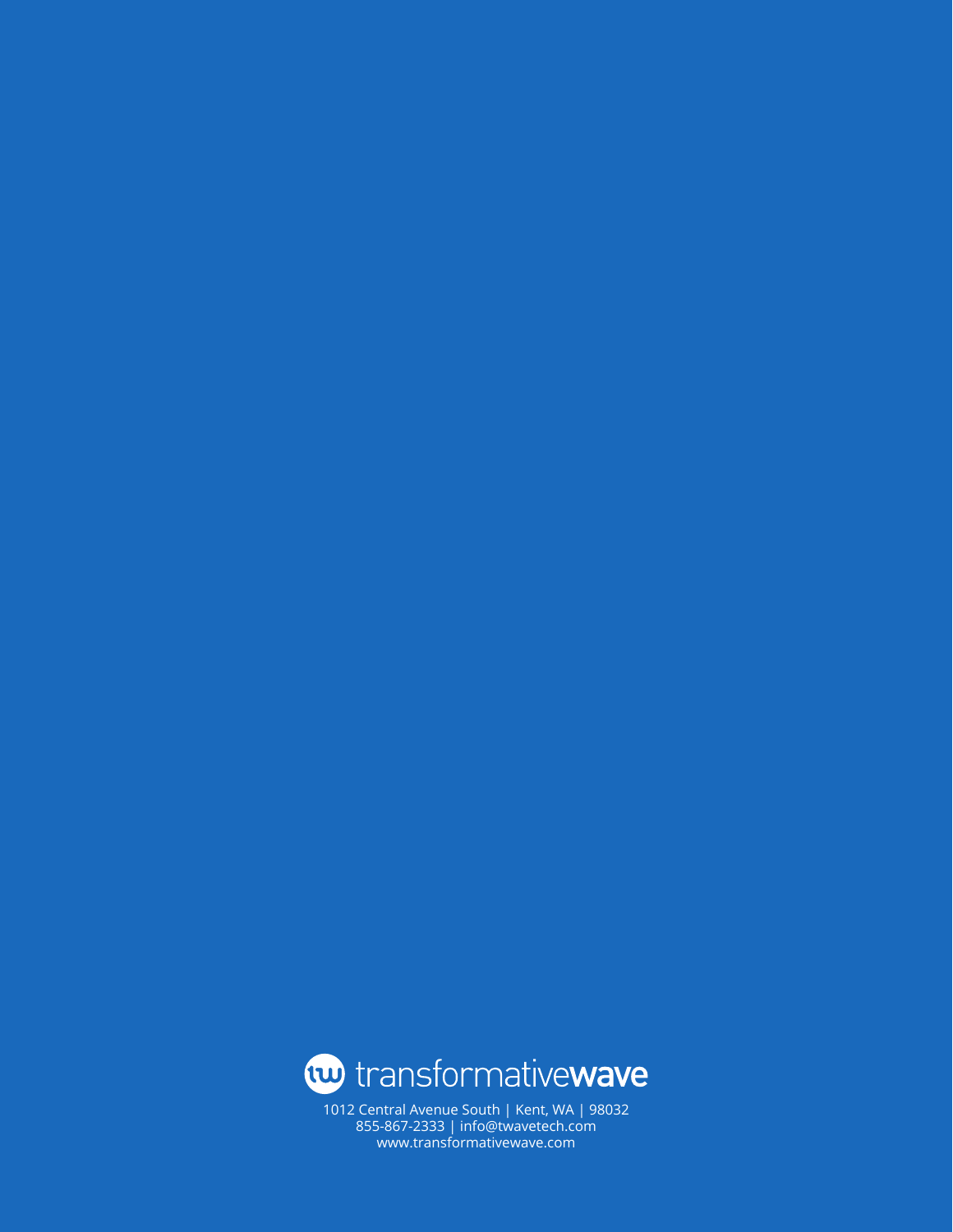transformativewave

1012 Central Avenue South | Kent, WA | 98032
855-867-2333 | info@twavetech.com
www.transformativewave.com